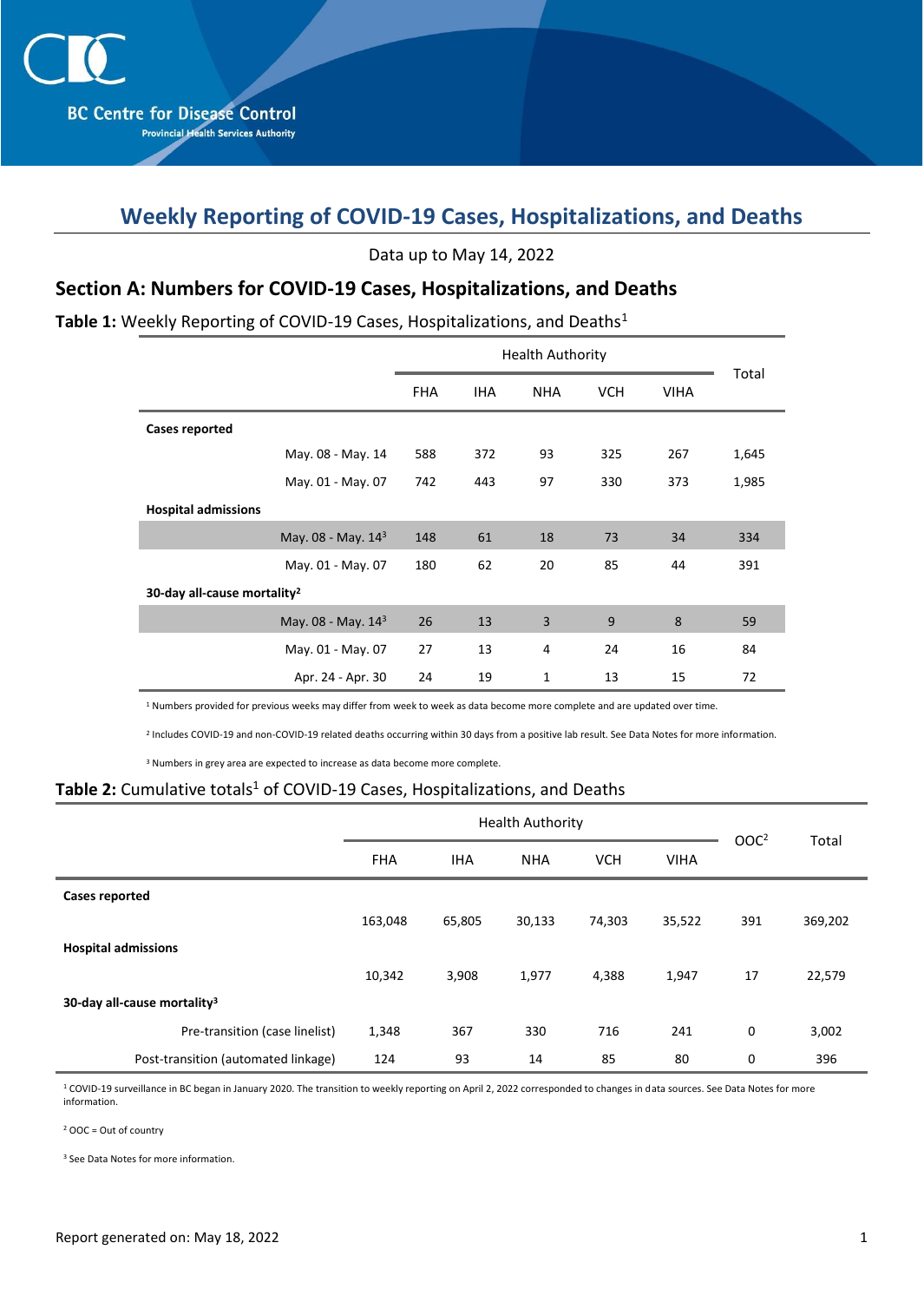BC Centre for Disease Control

Provincial Health Services Authority

# Weekly Reporting of COVID-19 Cases, Hospitalizations, and Deaths

Data up to May 14, 2022

## Section A: Numbers for COVID-19 Cases, Hospitalizations, and Deaths

**Table 1:** Weekly Reporting of COVID-19 Cases, Hospitalizations, and Deaths[1]

| | | Health Authority | | | | | Total |
|---|---|---|---|---|---|---|---|
| | | FHA | IHA | NHA | VCH | VIHA | |
| **Cases reported** | | | | | | | |
| | May. 08 - May. 14 | 588 | 372 | 93 | 325 | 267 | 1,645 |
| | May. 01 - May. 07 | 742 | 443 | 97 | 330 | 373 | 1,985 |
| **Hospital admissions** | | | | | | | |
| | May. 08 - May. 14[3] | 148 | 61 | 18 | 73 | 34 | 334 |
| | May. 01 - May. 07 | 180 | 62 | 20 | 85 | 44 | 391 |
| **30-day all-cause mortality[2]** | | | | | | | |
| | May. 08 - May. 14[3] | 26 | 13 | 3 | 9 | 8 | 59 |
| | May. 01 - May. 07 | 27 | 13 | 4 | 24 | 16 | 84 |
| | Apr. 24 - Apr. 30 | 24 | 19 | 1 | 13 | 15 | 72 |

[1] Numbers provided for previous weeks may differ from week to week as data become more complete and are updated over time.

[2] Includes COVID-19 and non-COVID-19 related deaths occurring within 30 days from a positive lab result. See Data Notes for more information.

[3] Numbers in grey area are expected to increase as data become more complete.

**Table 2:** Cumulative totals[1] of COVID-19 Cases, Hospitalizations, and Deaths

| | Health Authority | | | | | OOC[2] | Total |
|---|---|---|---|---|---|---|---|
| | FHA | IHA | NHA | VCH | VIHA | | |
| **Cases reported** | | | | | | | |
| | 163,048 | 65,805 | 30,133 | 74,303 | 35,522 | 391 | 369,202 |
| **Hospital admissions** | | | | | | | |
| | 10,342 | 3,908 | 1,977 | 4,388 | 1,947 | 17 | 22,579 |
| **30-day all-cause mortality[3]** | | | | | | | |
| Pre-transition (case linelist) | 1,348 | 367 | 330 | 716 | 241 | 0 | 3,002 |
| Post-transition (automated linkage) | 124 | 93 | 14 | 85 | 80 | 0 | 396 |

[1] COVID-19 surveillance in BC began in January 2020. The transition to weekly reporting on April 2, 2022 corresponded to changes in data sources. See Data Notes for more information.

[2] OOC = Out of country

[3] See Data Notes for more information.

Report generated on: May 18, 2022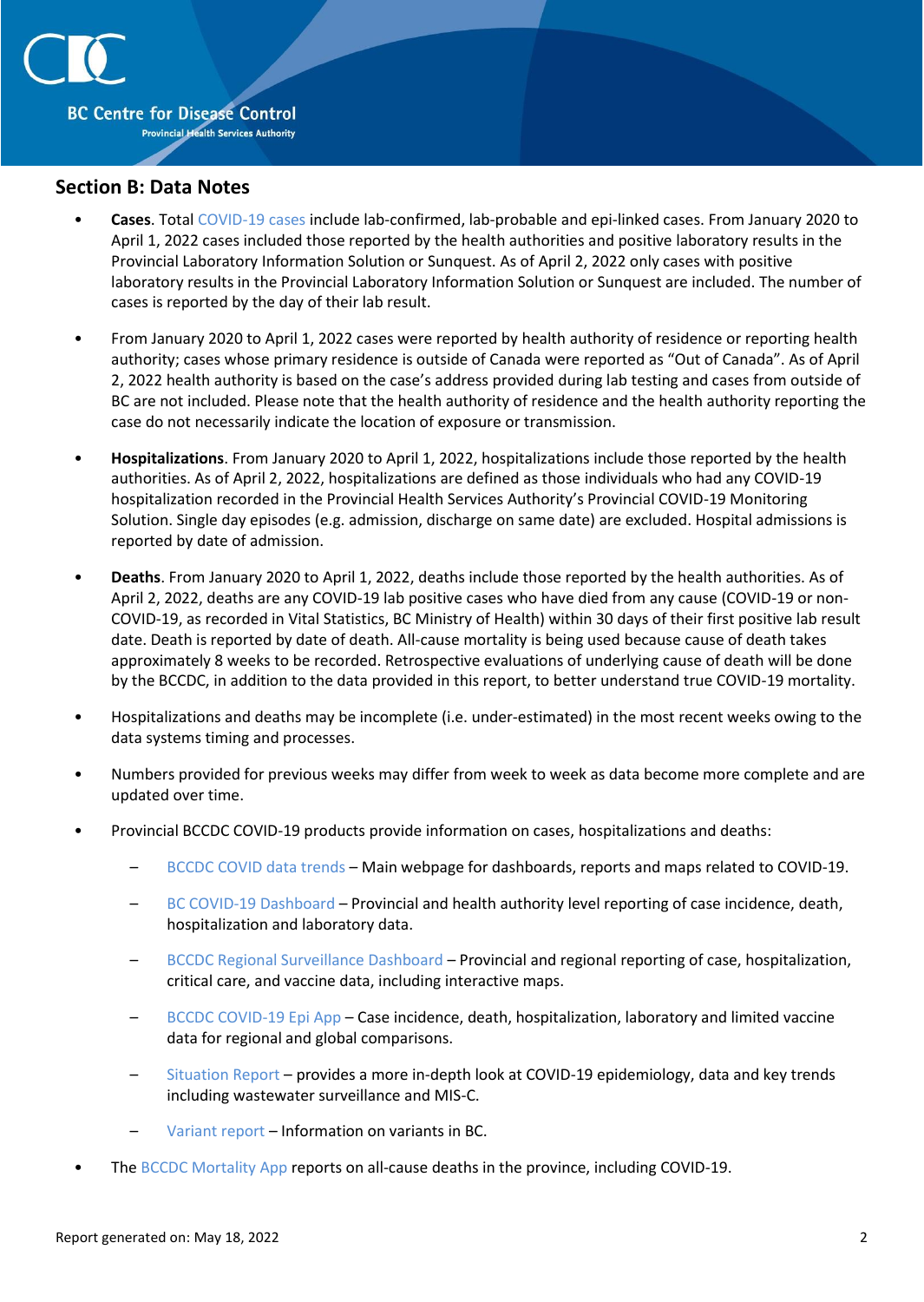## Section B: Data Notes

- **Cases**. Total COVID-19 cases include lab-confirmed, lab-probable and epi-linked cases. From January 2020 to April 1, 2022 cases included those reported by the health authorities and positive laboratory results in the Provincial Laboratory Information Solution or Sunquest. As of April 2, 2022 only cases with positive laboratory results in the Provincial Laboratory Information Solution or Sunquest are included. The number of cases is reported by the day of their lab result.

- From January 2020 to April 1, 2022 cases were reported by health authority of residence or reporting health authority; cases whose primary residence is outside of Canada were reported as "Out of Canada". As of April 2, 2022 health authority is based on the case's address provided during lab testing and cases from outside of BC are not included. Please note that the health authority of residence and the health authority reporting the case do not necessarily indicate the location of exposure or transmission.

- **Hospitalizations**. From January 2020 to April 1, 2022, hospitalizations include those reported by the health authorities. As of April 2, 2022, hospitalizations are defined as those individuals who had any COVID-19 hospitalization recorded in the Provincial Health Services Authority's Provincial COVID-19 Monitoring Solution. Single day episodes (e.g. admission, discharge on same date) are excluded. Hospital admissions is reported by date of admission.

- **Deaths**. From January 2020 to April 1, 2022, deaths include those reported by the health authorities. As of April 2, 2022, deaths are any COVID-19 lab positive cases who have died from any cause (COVID-19 or non-COVID-19, as recorded in Vital Statistics, BC Ministry of Health) within 30 days of their first positive lab result date. Death is reported by date of death. All-cause mortality is being used because cause of death takes approximately 8 weeks to be recorded. Retrospective evaluations of underlying cause of death will be done by the BCCDC, in addition to the data provided in this report, to better understand true COVID-19 mortality.

- Hospitalizations and deaths may be incomplete (i.e. under-estimated) in the most recent weeks owing to the data systems timing and processes.

- Numbers provided for previous weeks may differ from week to week as data become more complete and are updated over time.

- Provincial BCCDC COVID-19 products provide information on cases, hospitalizations and deaths:
  - BCCDC COVID data trends – Main webpage for dashboards, reports and maps related to COVID-19.
  - BC COVID-19 Dashboard – Provincial and health authority level reporting of case incidence, death, hospitalization and laboratory data.
  - BCCDC Regional Surveillance Dashboard – Provincial and regional reporting of case, hospitalization, critical care, and vaccine data, including interactive maps.
  - BCCDC COVID-19 Epi App – Case incidence, death, hospitalization, laboratory and limited vaccine data for regional and global comparisons.
  - Situation Report – provides a more in-depth look at COVID-19 epidemiology, data and key trends including wastewater surveillance and MIS-C.
  - Variant report – Information on variants in BC.

- The BCCDC Mortality App reports on all-cause deaths in the province, including COVID-19.

Report generated on: May 18, 2022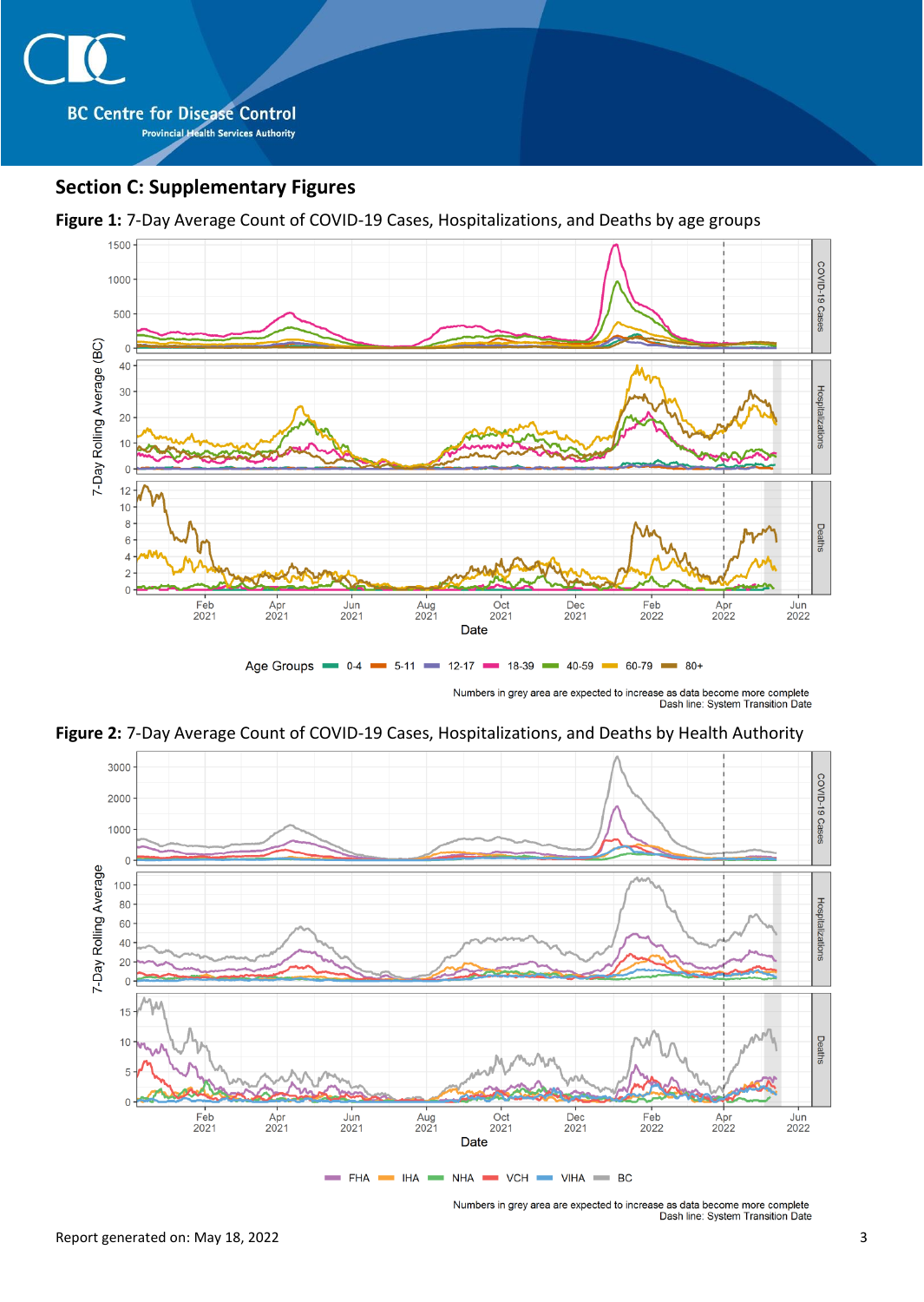## Section C: Supplementary Figures

**Figure 1:** 7-Day Average Count of COVID-19 Cases, Hospitalizations, and Deaths by age groups

7-Day Rolling Average (BC)

COVID-19 Cases
1500
1000
500
0

Hospitalizations
40
30
20
10
0

Deaths
12
10
8
6
4
2
0

Feb 2021 Apr 2021 Jun 2021 Aug 2021 Oct 2021 Dec 2021 Feb 2022 Apr 2022 Jun 2022

Date

Age Groups 0-4 5-11 12-17 18-39 40-59 60-79 80+

Numbers in grey area are expected to increase as data become more complete
Dash line: System Transition Date

**Figure 2:** 7-Day Average Count of COVID-19 Cases, Hospitalizations, and Deaths by Health Authority

7-Day Rolling Average

COVID-19 Cases
3000
2000
1000
0

Hospitalizations
100
80
60
40
20
0

Deaths
15
10
5
0

Feb 2021 Apr 2021 Jun 2021 Aug 2021 Oct 2021 Dec 2021 Feb 2022 Apr 2022 Jun 2022

Date

FHA IHA NHA VCH VIHA BC

Numbers in grey area are expected to increase as data become more complete
Dash line: System Transition Date

Report generated on: May 18, 2022